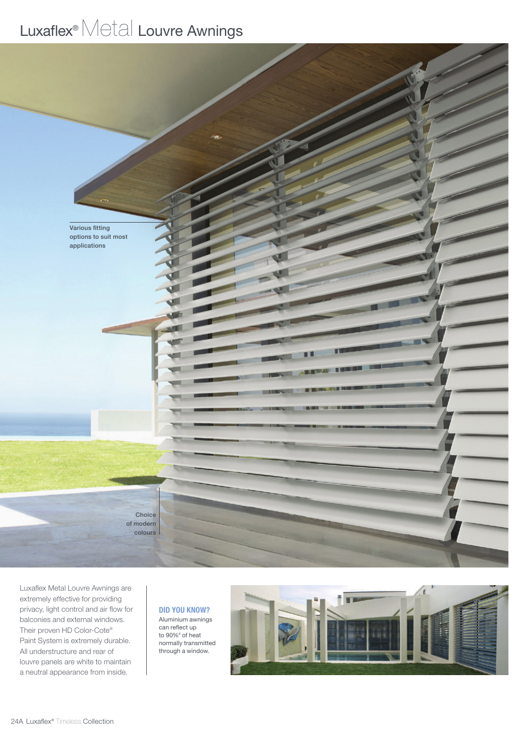# Luxaflex® Metal Louvre Awnings

Various fitting options to suit most applications

Choice of modern colours

Luxaflex Metal Louvre Awnings are extremely effective for providing privacy, light control and air flow for balconies and external windows. Their proven HD Color-Cote® Paint System is extremely durable. All understructure and rear of louvre panels are white to maintain a neutral appearance from inside.

**DID YOU KNOW?**

Aluminium awnings can reflect up to 90%[3] of heat normally transmitted through a window.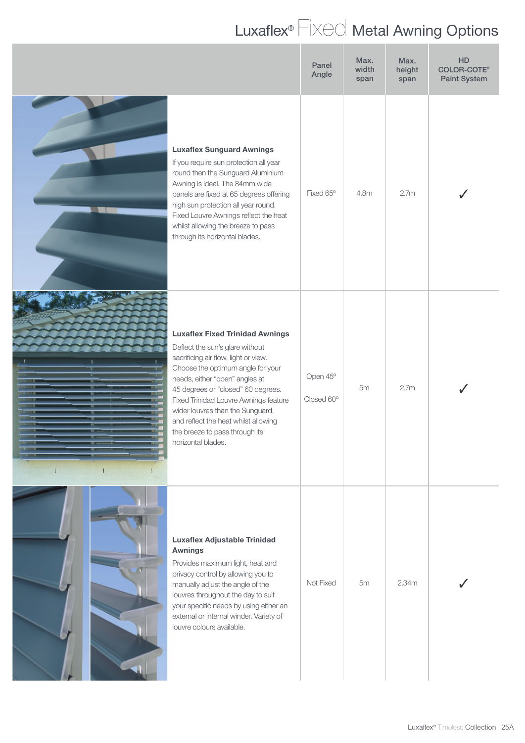# Luxaflex® Fixed Metal Awning Options

| | Panel Angle | Max. width span | Max. height span | HD COLOR-COTE® Paint System |
|---|---|---|---|---|
| **Luxaflex Sunguard Awnings**<br>If you require sun protection all year round then the Sunguard Aluminium Awning is ideal. The 84mm wide panels are fixed at 65 degrees offering high sun protection all year round. Fixed Louvre Awnings reflect the heat whilst allowing the breeze to pass through its horizontal blades. | Fixed 65º | 4.8m | 2.7m | ✓ |
| **Luxaflex Fixed Trinidad Awnings**<br>Deflect the sun's glare without sacrificing air flow, light or view. Choose the optimum angle for your needs, either "open" angles at 45 degrees or "closed" 60 degrees. Fixed Trinidad Louvre Awnings feature wider louvres than the Sunguard, and reflect the heat whilst allowing the breeze to pass through its horizontal blades. | Open 45º<br>Closed 60º | 5m | 2.7m | ✓ |
| **Luxaflex Adjustable Trinidad Awnings**<br>Provides maximum light, heat and privacy control by allowing you to manually adjust the angle of the louvres throughout the day to suit your specific needs by using either an external or internal winder. Variety of louvre colours available. | Not Fixed | 5m | 2.34m | ✓ |